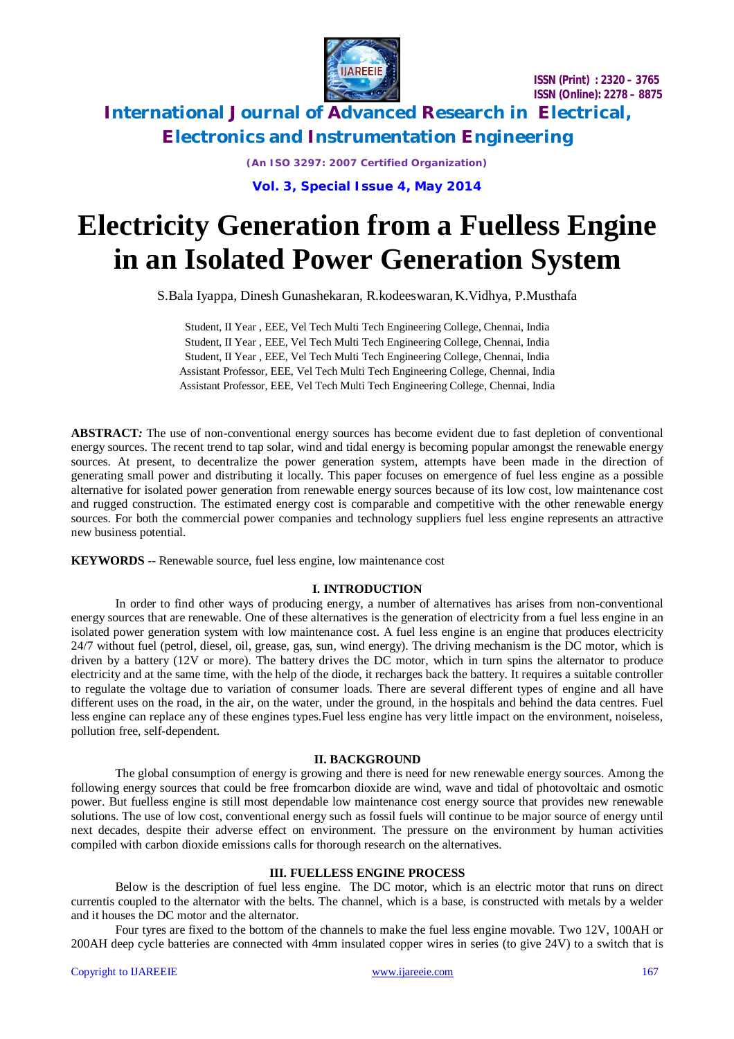# Electricity Generation from a Fuelless Engine in an Isolated Power Generation System

S.Bala Iyappa, Dinesh Gunashekaran, R.kodeeswaran, K.Vidhya, P.Musthafa

Student, II Year , EEE, Vel Tech Multi Tech Engineering College, Chennai, India
Student, II Year , EEE, Vel Tech Multi Tech Engineering College, Chennai, India
Student, II Year , EEE, Vel Tech Multi Tech Engineering College, Chennai, India
Assistant Professor, EEE, Vel Tech Multi Tech Engineering College, Chennai, India
Assistant Professor, EEE, Vel Tech Multi Tech Engineering College, Chennai, India

**ABSTRACT*:*** The use of non-conventional energy sources has become evident due to fast depletion of conventional energy sources. The recent trend to tap solar, wind and tidal energy is becoming popular amongst the renewable energy sources. At present, to decentralize the power generation system, attempts have been made in the direction of generating small power and distributing it locally. This paper focuses on emergence of fuel less engine as a possible alternative for isolated power generation from renewable energy sources because of its low cost, low maintenance cost and rugged construction. The estimated energy cost is comparable and competitive with the other renewable energy sources. For both the commercial power companies and technology suppliers fuel less engine represents an attractive new business potential.

**KEYWORDS** -- Renewable source, fuel less engine, low maintenance cost

## I. INTRODUCTION

In order to find other ways of producing energy, a number of alternatives has arises from non-conventional energy sources that are renewable. One of these alternatives is the generation of electricity from a fuel less engine in an isolated power generation system with low maintenance cost. A fuel less engine is an engine that produces electricity 24/7 without fuel (petrol, diesel, oil, grease, gas, sun, wind energy). The driving mechanism is the DC motor, which is driven by a battery (12V or more). The battery drives the DC motor, which in turn spins the alternator to produce electricity and at the same time, with the help of the diode, it recharges back the battery. It requires a suitable controller to regulate the voltage due to variation of consumer loads. There are several different types of engine and all have different uses on the road, in the air, on the water, under the ground, in the hospitals and behind the data centres. Fuel less engine can replace any of these engines types.Fuel less engine has very little impact on the environment, noiseless, pollution free, self-dependent.

## II. BACKGROUND

The global consumption of energy is growing and there is need for new renewable energy sources. Among the following energy sources that could be free fromcarbon dioxide are wind, wave and tidal of photovoltaic and osmotic power. But fuelless engine is still most dependable low maintenance cost energy source that provides new renewable solutions. The use of low cost, conventional energy such as fossil fuels will continue to be major source of energy until next decades, despite their adverse effect on environment. The pressure on the environment by human activities compiled with carbon dioxide emissions calls for thorough research on the alternatives.

## III. FUELLESS ENGINE PROCESS

Below is the description of fuel less engine. The DC motor, which is an electric motor that runs on direct currentis coupled to the alternator with the belts. The channel, which is a base, is constructed with metals by a welder and it houses the DC motor and the alternator.

Four tyres are fixed to the bottom of the channels to make the fuel less engine movable. Two 12V, 100AH or 200AH deep cycle batteries are connected with 4mm insulated copper wires in series (to give 24V) to a switch that is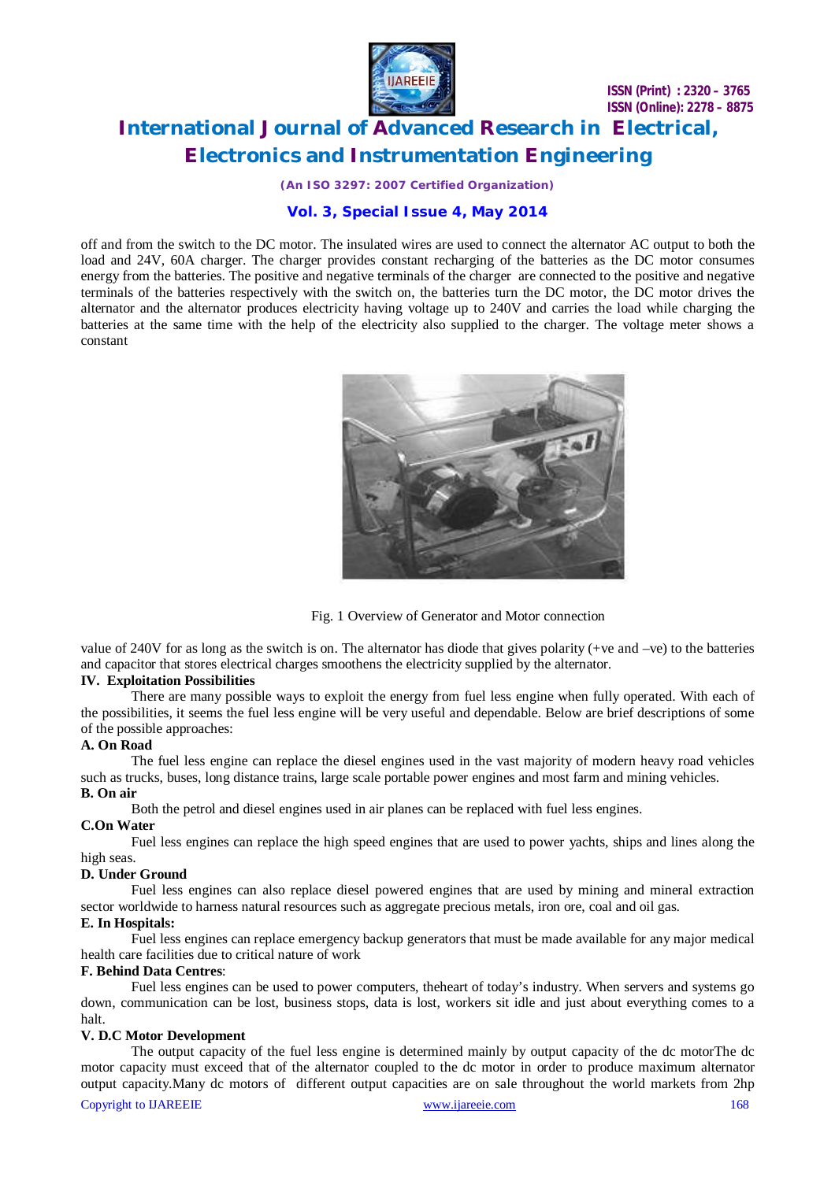off and from the switch to the DC motor. The insulated wires are used to connect the alternator AC output to both the load and 24V, 60A charger. The charger provides constant recharging of the batteries as the DC motor consumes energy from the batteries. The positive and negative terminals of the charger are connected to the positive and negative terminals of the batteries respectively with the switch on, the batteries turn the DC motor, the DC motor drives the alternator and the alternator produces electricity having voltage up to 240V and carries the load while charging the batteries at the same time with the help of the electricity also supplied to the charger. The voltage meter shows a constant

Fig. 1 Overview of Generator and Motor connection

value of 240V for as long as the switch is on. The alternator has diode that gives polarity (+ve and –ve) to the batteries and capacitor that stores electrical charges smoothens the electricity supplied by the alternator.

**IV. Exploitation Possibilities**

There are many possible ways to exploit the energy from fuel less engine when fully operated. With each of the possibilities, it seems the fuel less engine will be very useful and dependable. Below are brief descriptions of some of the possible approaches:

**A. On Road**

The fuel less engine can replace the diesel engines used in the vast majority of modern heavy road vehicles such as trucks, buses, long distance trains, large scale portable power engines and most farm and mining vehicles.

**B. On air**

Both the petrol and diesel engines used in air planes can be replaced with fuel less engines.

**C.On Water**

Fuel less engines can replace the high speed engines that are used to power yachts, ships and lines along the high seas.

**D. Under Ground**

Fuel less engines can also replace diesel powered engines that are used by mining and mineral extraction sector worldwide to harness natural resources such as aggregate precious metals, iron ore, coal and oil gas.

**E. In Hospitals:**

Fuel less engines can replace emergency backup generators that must be made available for any major medical health care facilities due to critical nature of work

**F. Behind Data Centres**:

Fuel less engines can be used to power computers, theheart of today's industry. When servers and systems go down, communication can be lost, business stops, data is lost, workers sit idle and just about everything comes to a halt.

**V. D.C Motor Development**

The output capacity of the fuel less engine is determined mainly by output capacity of the dc motorThe dc motor capacity must exceed that of the alternator coupled to the dc motor in order to produce maximum alternator output capacity.Many dc motors of different output capacities are on sale throughout the world markets from 2hp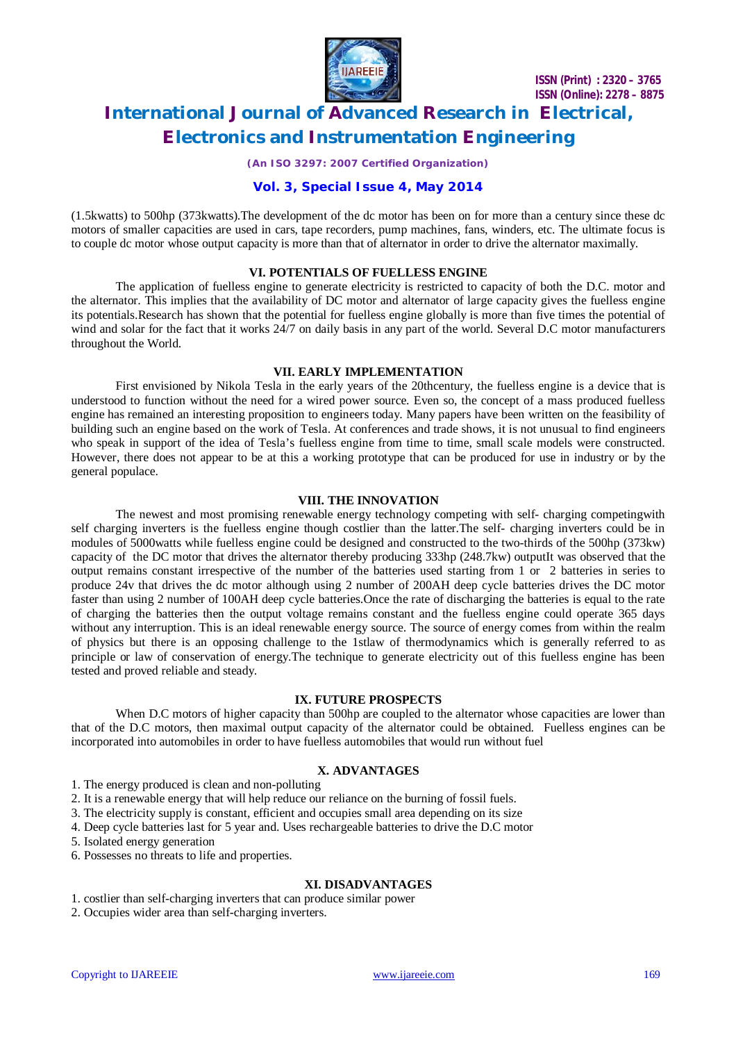(1.5kwatts) to 500hp (373kwatts).The development of the dc motor has been on for more than a century since these dc motors of smaller capacities are used in cars, tape recorders, pump machines, fans, winders, etc. The ultimate focus is to couple dc motor whose output capacity is more than that of alternator in order to drive the alternator maximally.

## VI. POTENTIALS OF FUELLESS ENGINE

The application of fuelless engine to generate electricity is restricted to capacity of both the D.C. motor and the alternator. This implies that the availability of DC motor and alternator of large capacity gives the fuelless engine its potentials.Research has shown that the potential for fuelless engine globally is more than five times the potential of wind and solar for the fact that it works 24/7 on daily basis in any part of the world. Several D.C motor manufacturers throughout the World.

## VII. EARLY IMPLEMENTATION

First envisioned by Nikola Tesla in the early years of the 20thcentury, the fuelless engine is a device that is understood to function without the need for a wired power source. Even so, the concept of a mass produced fuelless engine has remained an interesting proposition to engineers today. Many papers have been written on the feasibility of building such an engine based on the work of Tesla. At conferences and trade shows, it is not unusual to find engineers who speak in support of the idea of Tesla's fuelless engine from time to time, small scale models were constructed. However, there does not appear to be at this a working prototype that can be produced for use in industry or by the general populace.

## VIII. THE INNOVATION

The newest and most promising renewable energy technology competing with self- charging competingwith self charging inverters is the fuelless engine though costlier than the latter.The self- charging inverters could be in modules of 5000watts while fuelless engine could be designed and constructed to the two-thirds of the 500hp (373kw) capacity of the DC motor that drives the alternator thereby producing 333hp (248.7kw) outputIt was observed that the output remains constant irrespective of the number of the batteries used starting from 1 or 2 batteries in series to produce 24v that drives the dc motor although using 2 number of 200AH deep cycle batteries drives the DC motor faster than using 2 number of 100AH deep cycle batteries.Once the rate of discharging the batteries is equal to the rate of charging the batteries then the output voltage remains constant and the fuelless engine could operate 365 days without any interruption. This is an ideal renewable energy source. The source of energy comes from within the realm of physics but there is an opposing challenge to the 1stlaw of thermodynamics which is generally referred to as principle or law of conservation of energy.The technique to generate electricity out of this fuelless engine has been tested and proved reliable and steady.

## IX. FUTURE PROSPECTS

When D.C motors of higher capacity than 500hp are coupled to the alternator whose capacities are lower than that of the D.C motors, then maximal output capacity of the alternator could be obtained. Fuelless engines can be incorporated into automobiles in order to have fuelless automobiles that would run without fuel

## X. ADVANTAGES

1. The energy produced is clean and non-polluting
2. It is a renewable energy that will help reduce our reliance on the burning of fossil fuels.
3. The electricity supply is constant, efficient and occupies small area depending on its size
4. Deep cycle batteries last for 5 year and. Uses rechargeable batteries to drive the D.C motor
5. Isolated energy generation
6. Possesses no threats to life and properties.

## XI. DISADVANTAGES

1. costlier than self-charging inverters that can produce similar power
2. Occupies wider area than self-charging inverters.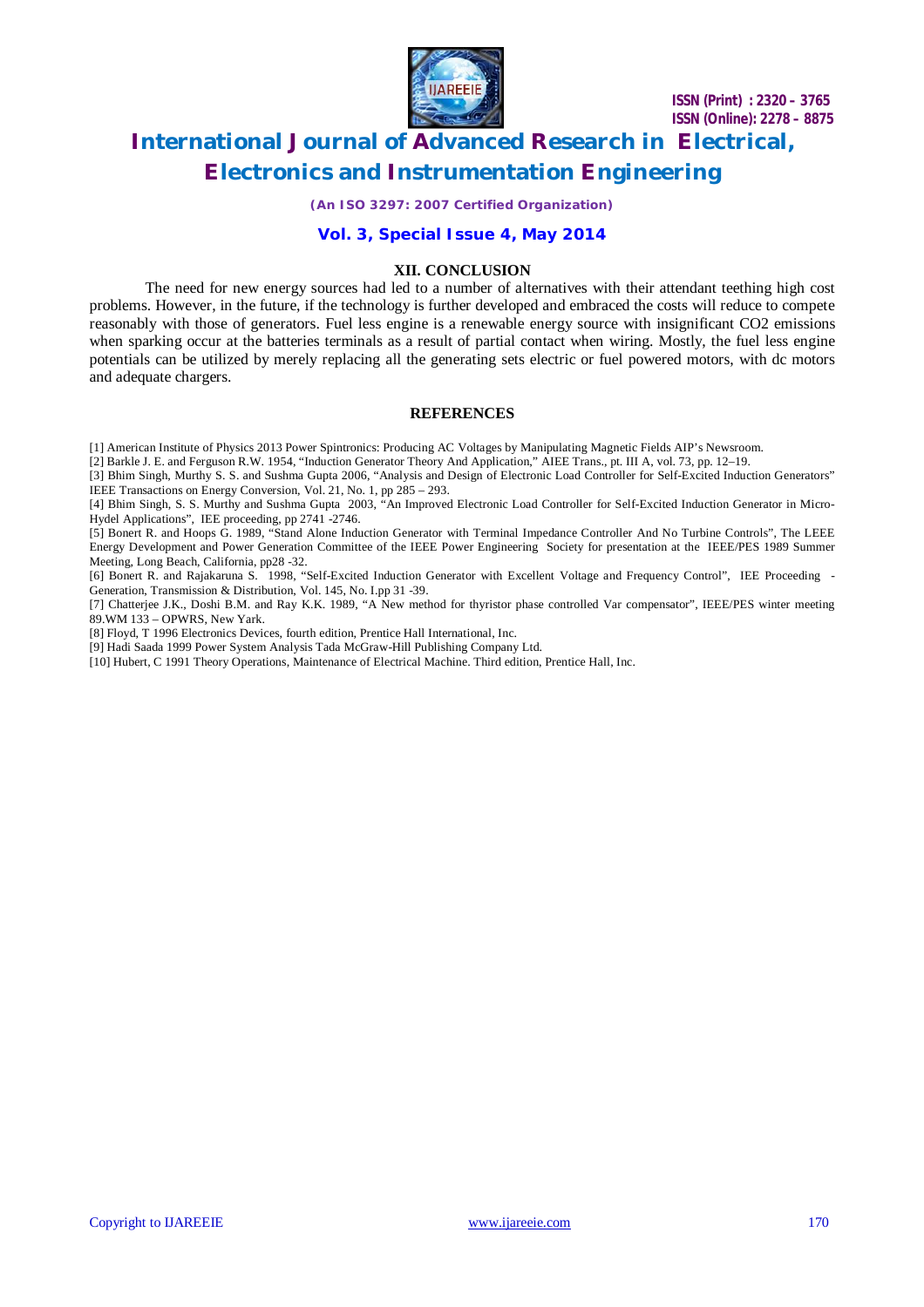## XII. CONCLUSION

The need for new energy sources had led to a number of alternatives with their attendant teething high cost problems. However, in the future, if the technology is further developed and embraced the costs will reduce to compete reasonably with those of generators. Fuel less engine is a renewable energy source with insignificant $CO_2$ emissions when sparking occur at the batteries terminals as a result of partial contact when wiring. Mostly, the fuel less engine potentials can be utilized by merely replacing all the generating sets electric or fuel powered motors, with dc motors and adequate chargers.

## REFERENCES

[1] American Institute of Physics 2013 Power Spintronics: Producing AC Voltages by Manipulating Magnetic Fields AIP's Newsroom.

[2] Barkle J. E. and Ferguson R.W. 1954, "Induction Generator Theory And Application," AIEE Trans., pt. III A, vol. 73, pp. 12–19.

[3] Bhim Singh, Murthy S. S. and Sushma Gupta 2006, "Analysis and Design of Electronic Load Controller for Self-Excited Induction Generators" IEEE Transactions on Energy Conversion, Vol. 21, No. 1, pp 285 – 293.

[4] Bhim Singh, S. S. Murthy and Sushma Gupta 2003, "An Improved Electronic Load Controller for Self-Excited Induction Generator in Micro-Hydel Applications", IEE proceeding, pp 2741 -2746.

[5] Bonert R. and Hoops G. 1989, "Stand Alone Induction Generator with Terminal Impedance Controller And No Turbine Controls", The LEEE Energy Development and Power Generation Committee of the IEEE Power Engineering Society for presentation at the IEEE/PES 1989 Summer Meeting, Long Beach, California, pp28 -32.

[6] Bonert R. and Rajakaruna S. 1998, "Self-Excited Induction Generator with Excellent Voltage and Frequency Control", IEE Proceeding - Generation, Transmission & Distribution, Vol. 145, No. I.pp 31 -39.

[7] Chatterjee J.K., Doshi B.M. and Ray K.K. 1989, "A New method for thyristor phase controlled Var compensator", IEEE/PES winter meeting 89.WM 133 – OPWRS, New Yark.

[8] Floyd, T 1996 Electronics Devices, fourth edition, Prentice Hall International, Inc.

[9] Hadi Saada 1999 Power System Analysis Tada McGraw-Hill Publishing Company Ltd.

[10] Hubert, C 1991 Theory Operations, Maintenance of Electrical Machine. Third edition, Prentice Hall, Inc.